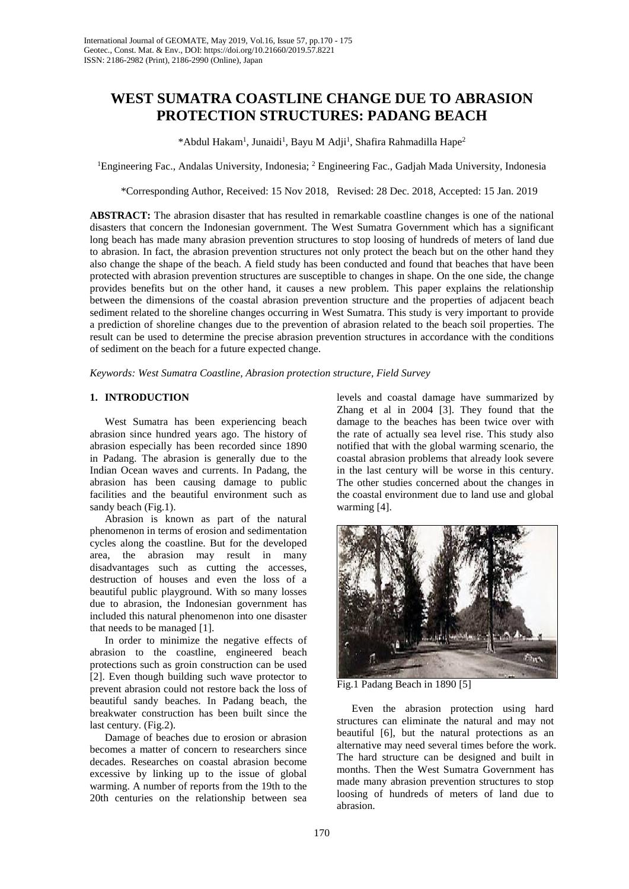# WEST SUMATRA COASTLINE CHANGE DUE TO ABRASION PROTECTION STRUCTURES: PADANG BEACH

*Abdul Hakam[1], Junaidi[1], Bayu M Adji[1], Shafira Rahmadilla Hape[2]

[1]Engineering Fac., Andalas University, Indonesia; [2] Engineering Fac., Gadjah Mada University, Indonesia

*Corresponding Author, Received: 15 Nov 2018, Revised: 28 Dec. 2018, Accepted: 15 Jan. 2019

**ABSTRACT:** The abrasion disaster that has resulted in remarkable coastline changes is one of the national disasters that concern the Indonesian government. The West Sumatra Government which has a significant long beach has made many abrasion prevention structures to stop loosing of hundreds of meters of land due to abrasion. In fact, the abrasion prevention structures not only protect the beach but on the other hand they also change the shape of the beach. A field study has been conducted and found that beaches that have been protected with abrasion prevention structures are susceptible to changes in shape. On the one side, the change provides benefits but on the other hand, it causes a new problem. This paper explains the relationship between the dimensions of the coastal abrasion prevention structure and the properties of adjacent beach sediment related to the shoreline changes occurring in West Sumatra. This study is very important to provide a prediction of shoreline changes due to the prevention of abrasion related to the beach soil properties. The result can be used to determine the precise abrasion prevention structures in accordance with the conditions of sediment on the beach for a future expected change.

*Keywords: West Sumatra Coastline, Abrasion protection structure, Field Survey*

## 1. INTRODUCTION

West Sumatra has been experiencing beach abrasion since hundred years ago. The history of abrasion especially has been recorded since 1890 in Padang. The abrasion is generally due to the Indian Ocean waves and currents. In Padang, the abrasion has been causing damage to public facilities and the beautiful environment such as sandy beach (Fig.1).

Abrasion is known as part of the natural phenomenon in terms of erosion and sedimentation cycles along the coastline. But for the developed area, the abrasion may result in many disadvantages such as cutting the accesses, destruction of houses and even the loss of a beautiful public playground. With so many losses due to abrasion, the Indonesian government has included this natural phenomenon into one disaster that needs to be managed [1].

In order to minimize the negative effects of abrasion to the coastline, engineered beach protections such as groin construction can be used [2]. Even though building such wave protector to prevent abrasion could not restore back the loss of beautiful sandy beaches. In Padang beach, the breakwater construction has been built since the last century. (Fig.2).

Damage of beaches due to erosion or abrasion becomes a matter of concern to researchers since decades. Researches on coastal abrasion become excessive by linking up to the issue of global warming. A number of reports from the 19th to the 20th centuries on the relationship between sea levels and coastal damage have summarized by Zhang et al in 2004 [3]. They found that the damage to the beaches has been twice over with the rate of actually sea level rise. This study also notified that with the global warming scenario, the coastal abrasion problems that already look severe in the last century will be worse in this century. The other studies concerned about the changes in the coastal environment due to land use and global warming [4].

Fig.1 Padang Beach in 1890 [5]

Even the abrasion protection using hard structures can eliminate the natural and may not beautiful [6], but the natural protections as an alternative may need several times before the work. The hard structure can be designed and built in months. Then the West Sumatra Government has made many abrasion prevention structures to stop loosing of hundreds of meters of land due to abrasion.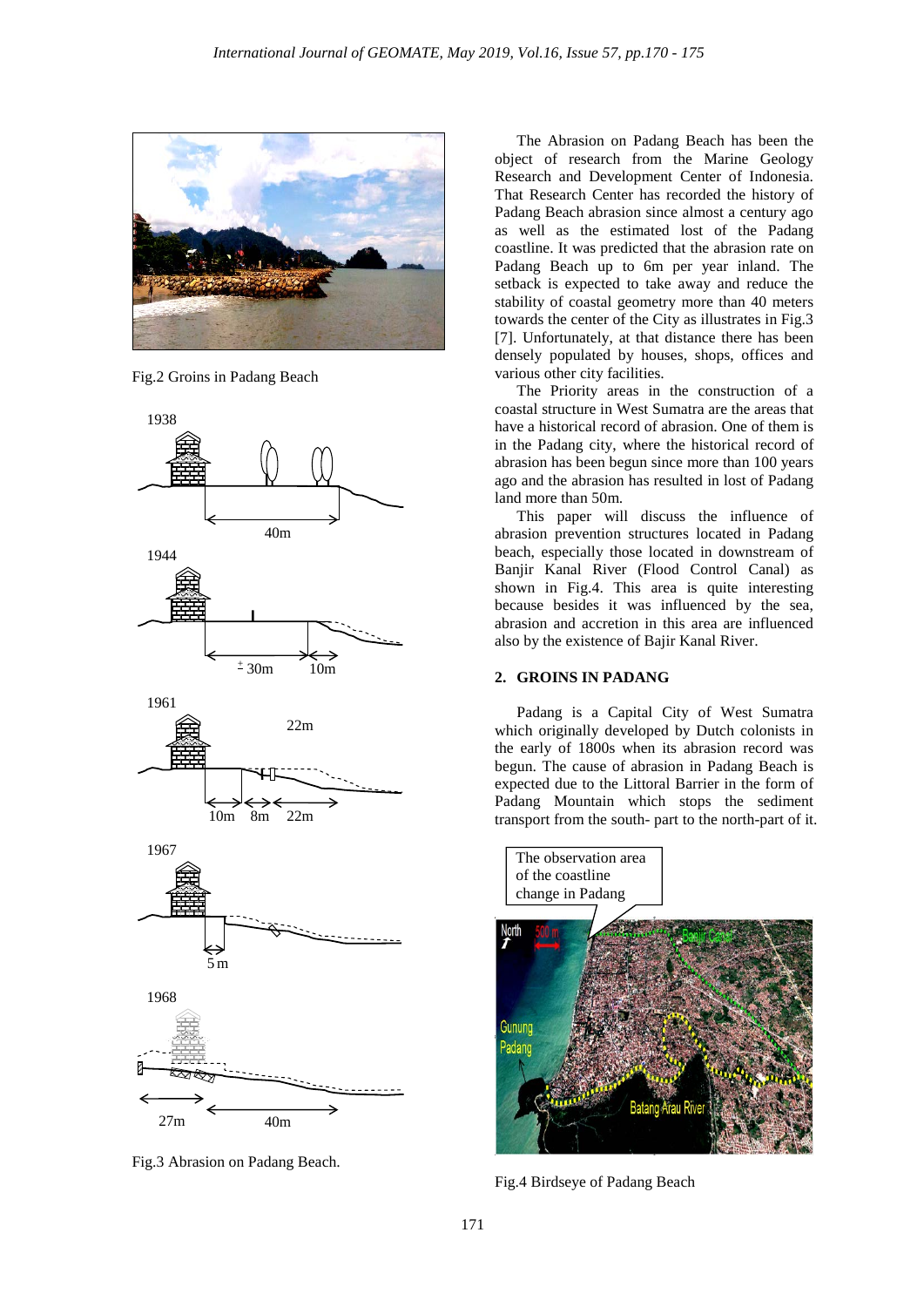Fig.2 Groins in Padang Beach

1938

40m

1944

± 30m

10m

1961

22m

10m 8m 22m

1967

5 m

1968

27m 40m

Fig.3 Abrasion on Padang Beach.

The Abrasion on Padang Beach has been the object of research from the Marine Geology Research and Development Center of Indonesia. That Research Center has recorded the history of Padang Beach abrasion since almost a century ago as well as the estimated lost of the Padang coastline. It was predicted that the abrasion rate on Padang Beach up to 6m per year inland. The setback is expected to take away and reduce the stability of coastal geometry more than 40 meters towards the center of the City as illustrates in Fig.3 [7]. Unfortunately, at that distance there has been densely populated by houses, shops, offices and various other city facilities.

The Priority areas in the construction of a coastal structure in West Sumatra are the areas that have a historical record of abrasion. One of them is in the Padang city, where the historical record of abrasion has been begun since more than 100 years ago and the abrasion has resulted in lost of Padang land more than 50m.

This paper will discuss the influence of abrasion prevention structures located in Padang beach, especially those located in downstream of Banjir Kanal River (Flood Control Canal) as shown in Fig.4. This area is quite interesting because besides it was influenced by the sea, abrasion and accretion in this area are influenced also by the existence of Bajir Kanal River.

## 2. GROINS IN PADANG

Padang is a Capital City of West Sumatra which originally developed by Dutch colonists in the early of 1800s when its abrasion record was begun. The cause of abrasion in Padang Beach is expected due to the Littoral Barrier in the form of Padang Mountain which stops the sediment transport from the south- part to the north-part of it.

The observation area of the coastline change in Padang

North

500 m

Banjir Canal

Gunung Padang

Batang Arau River

Fig.4 Birdseye of Padang Beach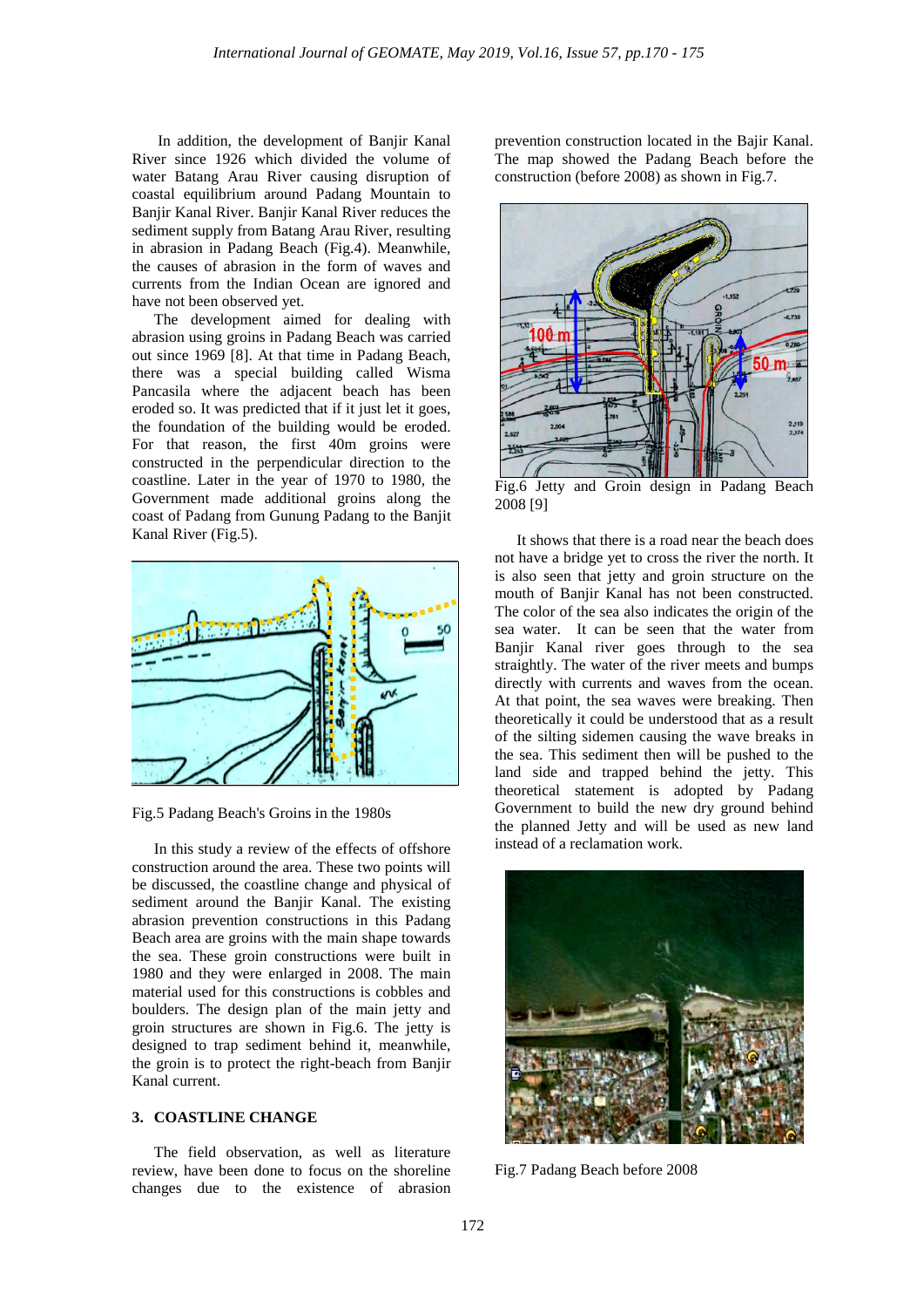In addition, the development of Banjir Kanal River since 1926 which divided the volume of water Batang Arau River causing disruption of coastal equilibrium around Padang Mountain to Banjir Kanal River. Banjir Kanal River reduces the sediment supply from Batang Arau River, resulting in abrasion in Padang Beach (Fig.4). Meanwhile, the causes of abrasion in the form of waves and currents from the Indian Ocean are ignored and have not been observed yet.

The development aimed for dealing with abrasion using groins in Padang Beach was carried out since 1969 [8]. At that time in Padang Beach, there was a special building called Wisma Pancasila where the adjacent beach has been eroded so. It was predicted that if it just let it goes, the foundation of the building would be eroded. For that reason, the first 40m groins were constructed in the perpendicular direction to the coastline. Later in the year of 1970 to 1980, the Government made additional groins along the coast of Padang from Gunung Padang to the Banjit Kanal River (Fig.5).

Fig.5 Padang Beach's Groins in the 1980s

In this study a review of the effects of offshore construction around the area. These two points will be discussed, the coastline change and physical of sediment around the Banjir Kanal. The existing abrasion prevention constructions in this Padang Beach area are groins with the main shape towards the sea. These groin constructions were built in 1980 and they were enlarged in 2008. The main material used for this constructions is cobbles and boulders. The design plan of the main jetty and groin structures are shown in Fig.6. The jetty is designed to trap sediment behind it, meanwhile, the groin is to protect the right-beach from Banjir Kanal current.

## 3. COASTLINE CHANGE

The field observation, as well as literature review, have been done to focus on the shoreline changes due to the existence of abrasion prevention construction located in the Bajir Kanal. The map showed the Padang Beach before the construction (before 2008) as shown in Fig.7.

Fig.6 Jetty and Groin design in Padang Beach 2008 [9]

It shows that there is a road near the beach does not have a bridge yet to cross the river the north. It is also seen that jetty and groin structure on the mouth of Banjir Kanal has not been constructed. The color of the sea also indicates the origin of the sea water. It can be seen that the water from Banjir Kanal river goes through to the sea straightly. The water of the river meets and bumps directly with currents and waves from the ocean. At that point, the sea waves were breaking. Then theoretically it could be understood that as a result of the silting sidemen causing the wave breaks in the sea. This sediment then will be pushed to the land side and trapped behind the jetty. This theoretical statement is adopted by Padang Government to build the new dry ground behind the planned Jetty and will be used as new land instead of a reclamation work.

Fig.7 Padang Beach before 2008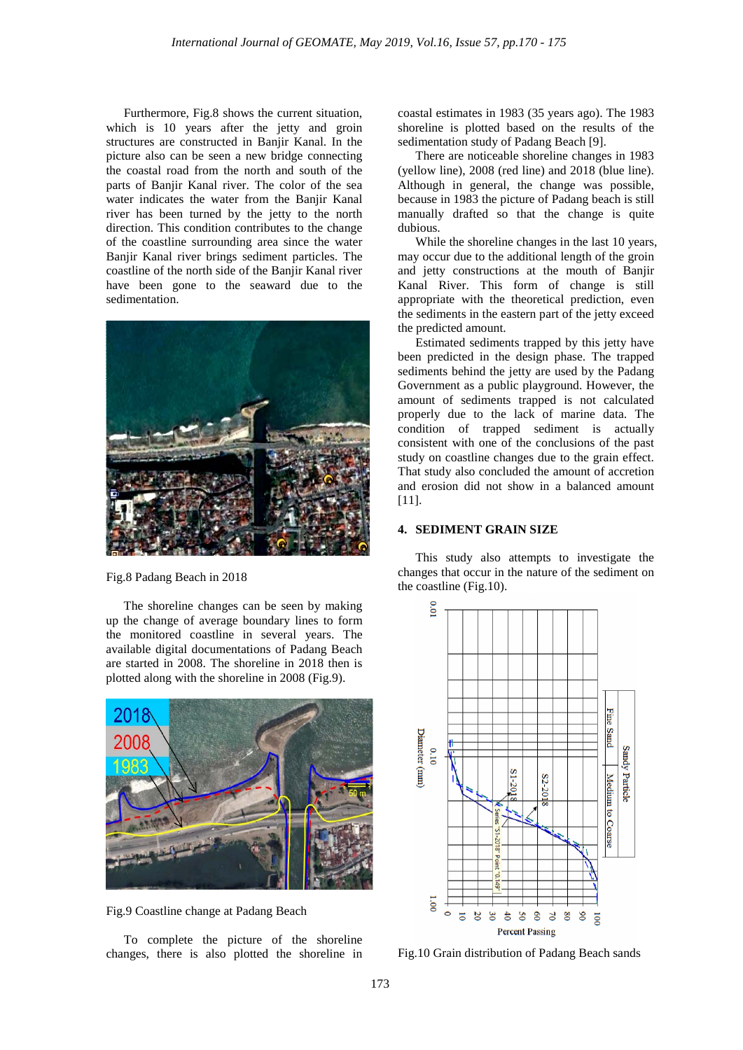Furthermore, Fig.8 shows the current situation, which is 10 years after the jetty and groin structures are constructed in Banjir Kanal. In the picture also can be seen a new bridge connecting the coastal road from the north and south of the parts of Banjir Kanal river. The color of the sea water indicates the water from the Banjir Kanal river has been turned by the jetty to the north direction. This condition contributes to the change of the coastline surrounding area since the water Banjir Kanal river brings sediment particles. The coastline of the north side of the Banjir Kanal river have been gone to the seaward due to the sedimentation.

Fig.8 Padang Beach in 2018

The shoreline changes can be seen by making up the change of average boundary lines to form the monitored coastline in several years. The available digital documentations of Padang Beach are started in 2008. The shoreline in 2018 then is plotted along with the shoreline in 2008 (Fig.9).

2018
2008
1983
50 m

Fig.9 Coastline change at Padang Beach

To complete the picture of the shoreline changes, there is also plotted the shoreline in coastal estimates in 1983 (35 years ago). The 1983 shoreline is plotted based on the results of the sedimentation study of Padang Beach [9].

There are noticeable shoreline changes in 1983 (yellow line), 2008 (red line) and 2018 (blue line). Although in general, the change was possible, because in 1983 the picture of Padang beach is still manually drafted so that the change is quite dubious.

While the shoreline changes in the last 10 years, may occur due to the additional length of the groin and jetty constructions at the mouth of Banjir Kanal River. This form of change is still appropriate with the theoretical prediction, even the sediments in the eastern part of the jetty exceed the predicted amount.

Estimated sediments trapped by this jetty have been predicted in the design phase. The trapped sediments behind the jetty are used by the Padang Government as a public playground. However, the amount of sediments trapped is not calculated properly due to the lack of marine data. The condition of trapped sediment is actually consistent with one of the conclusions of the past study on coastline changes due to the grain effect. That study also concluded the amount of accretion and erosion did not show in a balanced amount [11].

## 4. SEDIMENT GRAIN SIZE

This study also attempts to investigate the changes that occur in the nature of the sediment on the coastline (Fig.10).

Diameter (mm)
0.01
0.10
1.00
Percent Passing
0 10 20 30 40 50 60 70 80 90 100
S1-2018
S2-2018
Series "S1-2018" Point "0.149"
Fine Sand
Medium to Coarse
Sandy Particle

Fig.10 Grain distribution of Padang Beach sands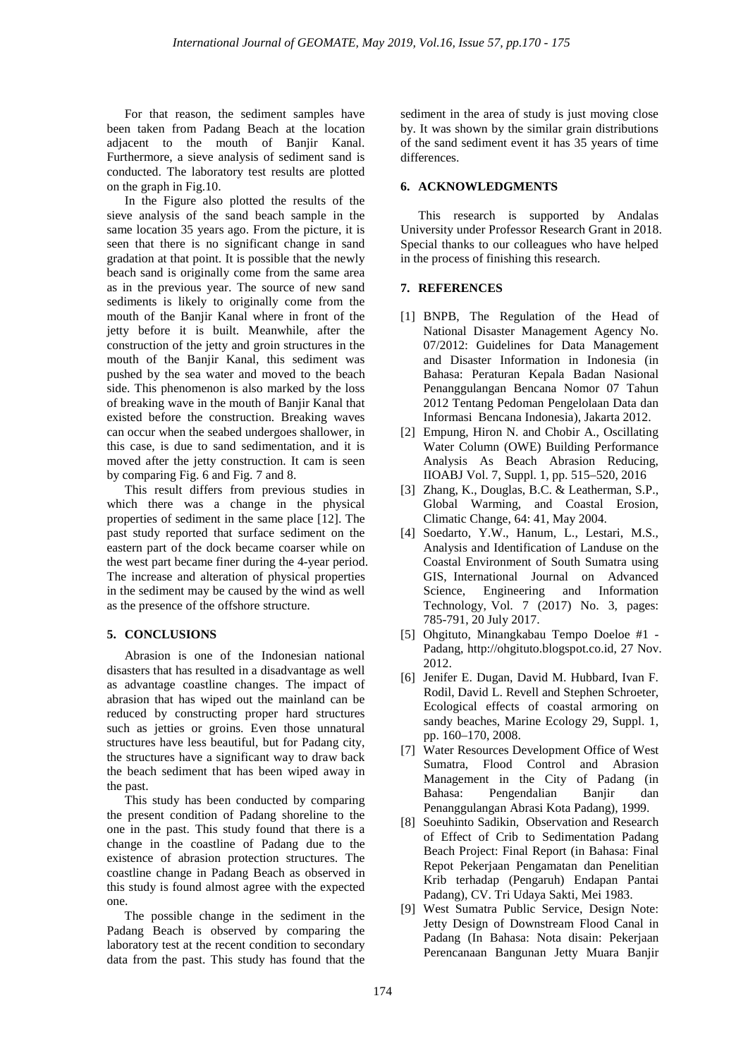For that reason, the sediment samples have been taken from Padang Beach at the location adjacent to the mouth of Banjir Kanal. Furthermore, a sieve analysis of sediment sand is conducted. The laboratory test results are plotted on the graph in Fig.10.

In the Figure also plotted the results of the sieve analysis of the sand beach sample in the same location 35 years ago. From the picture, it is seen that there is no significant change in sand gradation at that point. It is possible that the newly beach sand is originally come from the same area as in the previous year. The source of new sand sediments is likely to originally come from the mouth of the Banjir Kanal where in front of the jetty before it is built. Meanwhile, after the construction of the jetty and groin structures in the mouth of the Banjir Kanal, this sediment was pushed by the sea water and moved to the beach side. This phenomenon is also marked by the loss of breaking wave in the mouth of Banjir Kanal that existed before the construction. Breaking waves can occur when the seabed undergoes shallower, in this case, is due to sand sedimentation, and it is moved after the jetty construction. It cam is seen by comparing Fig. 6 and Fig. 7 and 8.

This result differs from previous studies in which there was a change in the physical properties of sediment in the same place [12]. The past study reported that surface sediment on the eastern part of the dock became coarser while on the west part became finer during the 4-year period. The increase and alteration of physical properties in the sediment may be caused by the wind as well as the presence of the offshore structure.

## 5. CONCLUSIONS

Abrasion is one of the Indonesian national disasters that has resulted in a disadvantage as well as advantage coastline changes. The impact of abrasion that has wiped out the mainland can be reduced by constructing proper hard structures such as jetties or groins. Even those unnatural structures have less beautiful, but for Padang city, the structures have a significant way to draw back the beach sediment that has been wiped away in the past.

This study has been conducted by comparing the present condition of Padang shoreline to the one in the past. This study found that there is a change in the coastline of Padang due to the existence of abrasion protection structures. The coastline change in Padang Beach as observed in this study is found almost agree with the expected one.

The possible change in the sediment in the Padang Beach is observed by comparing the laboratory test at the recent condition to secondary data from the past. This study has found that the sediment in the area of study is just moving close by. It was shown by the similar grain distributions of the sand sediment event it has 35 years of time differences.

## 6. ACKNOWLEDGMENTS

This research is supported by Andalas University under Professor Research Grant in 2018. Special thanks to our colleagues who have helped in the process of finishing this research.

## 7. REFERENCES

[1] BNPB, The Regulation of the Head of National Disaster Management Agency No. 07/2012: Guidelines for Data Management and Disaster Information in Indonesia (in Bahasa: Peraturan Kepala Badan Nasional Penanggulangan Bencana Nomor 07 Tahun 2012 Tentang Pedoman Pengelolaan Data dan Informasi Bencana Indonesia), Jakarta 2012.

[2] Empung, Hiron N. and Chobir A., Oscillating Water Column (OWE) Building Performance Analysis As Beach Abrasion Reducing, IIOABJ Vol. 7, Suppl. 1, pp. 515–520, 2016

[3] Zhang, K., Douglas, B.C. & Leatherman, S.P., Global Warming, and Coastal Erosion, Climatic Change, 64: 41, May 2004.

[4] Soedarto, Y.W., Hanum, L., Lestari, M.S., Analysis and Identification of Landuse on the Coastal Environment of South Sumatra using GIS, International Journal on Advanced Science, Engineering and Information Technology, Vol. 7 (2017) No. 3, pages: 785-791, 20 July 2017.

[5] Ohgituto, Minangkabau Tempo Doeloe #1 - Padang, http://ohgituto.blogspot.co.id, 27 Nov. 2012.

[6] Jenifer E. Dugan, David M. Hubbard, Ivan F. Rodil, David L. Revell and Stephen Schroeter, Ecological effects of coastal armoring on sandy beaches, Marine Ecology 29, Suppl. 1, pp. 160–170, 2008.

[7] Water Resources Development Office of West Sumatra, Flood Control and Abrasion Management in the City of Padang (in Bahasa: Pengendalian Banjir dan Penanggulangan Abrasi Kota Padang), 1999.

[8] Soeuhinto Sadikin, Observation and Research of Effect of Crib to Sedimentation Padang Beach Project: Final Report (in Bahasa: Final Repot Pekerjaan Pengamatan dan Penelitian Krib terhadap (Pengaruh) Endapan Pantai Padang), CV. Tri Udaya Sakti, Mei 1983.

[9] West Sumatra Public Service, Design Note: Jetty Design of Downstream Flood Canal in Padang (In Bahasa: Nota disain: Pekerjaan Perencanaan Bangunan Jetty Muara Banjir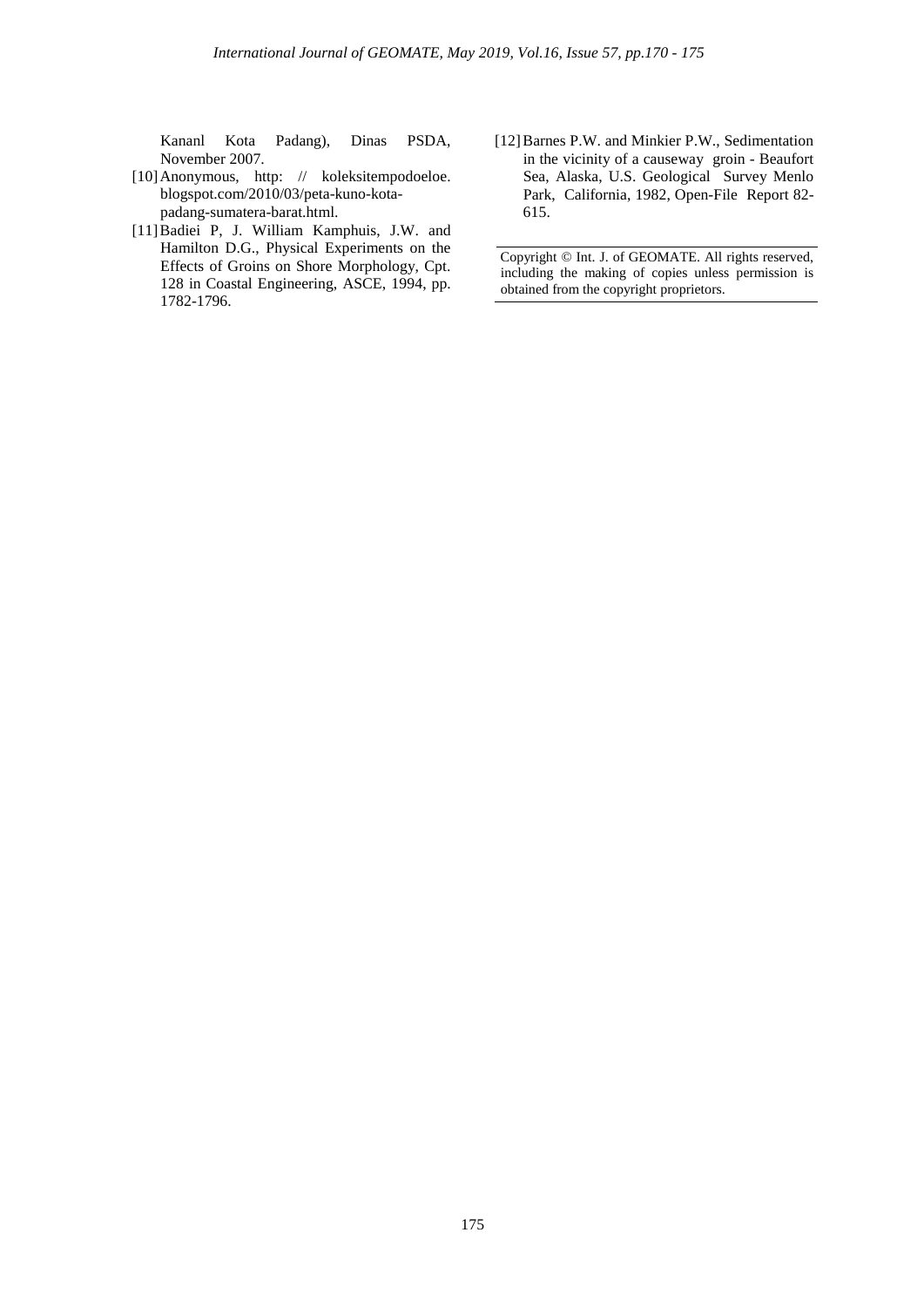Kananl Kota Padang), Dinas PSDA, November 2007.

[10] Anonymous, http: // koleksitempodoeloe. blogspot.com/2010/03/peta-kuno-kota-padang-sumatera-barat.html.

[11] Badiei P, J. William Kamphuis, J.W. and Hamilton D.G., Physical Experiments on the Effects of Groins on Shore Morphology, Cpt. 128 in Coastal Engineering, ASCE, 1994, pp. 1782-1796.

[12] Barnes P.W. and Minkier P.W., Sedimentation in the vicinity of a causeway groin - Beaufort Sea, Alaska, U.S. Geological Survey Menlo Park, California, 1982, Open-File Report 82-615.

---

Copyright © Int. J. of GEOMATE. All rights reserved, including the making of copies unless permission is obtained from the copyright proprietors.

---